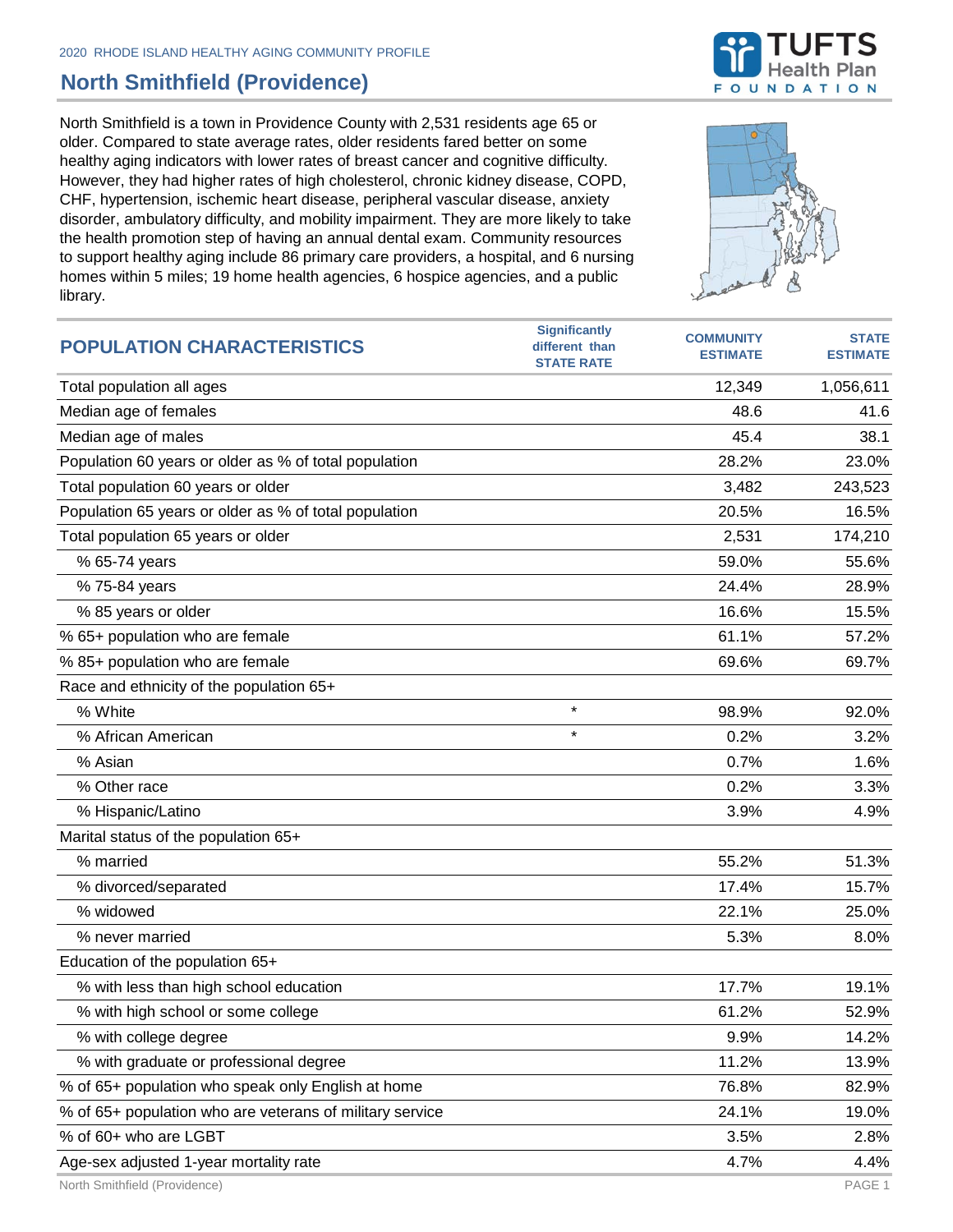2020 RHODE ISLAND HEALTHY AGING COMMUNITY PROFILE

# North Smithfield (Providence)

North Smithfield is a town in Providence County with 2,531 residents age 65 or older. Compared to state average rates, older residents fared better on some healthy aging indicators with lower rates of breast cancer and cognitive difficulty. However, they had higher rates of high cholesterol, chronic kidney disease, COPD, CHF, hypertension, ischemic heart disease, peripheral vascular disease, anxiety disorder, ambulatory difficulty, and mobility impairment. They are more likely to take the health promotion step of having an annual dental exam. Community resources to support healthy aging include 86 primary care providers, a hospital, and 6 nursing homes within 5 miles; 19 home health agencies, 6 hospice agencies, and a public library.

| POPULATION CHARACTERISTICS | Significantly different than STATE RATE | COMMUNITY ESTIMATE | STATE ESTIMATE |
|---|---|---|---|
| Total population all ages | | 12,349 | 1,056,611 |
| Median age of females | | 48.6 | 41.6 |
| Median age of males | | 45.4 | 38.1 |
| Population 60 years or older as % of total population | | 28.2% | 23.0% |
| Total population 60 years or older | | 3,482 | 243,523 |
| Population 65 years or older as % of total population | | 20.5% | 16.5% |
| Total population 65 years or older | | 2,531 | 174,210 |
| % 65-74 years | | 59.0% | 55.6% |
| % 75-84 years | | 24.4% | 28.9% |
| % 85 years or older | | 16.6% | 15.5% |
| % 65+ population who are female | | 61.1% | 57.2% |
| % 85+ population who are female | | 69.6% | 69.7% |
| Race and ethnicity of the population 65+ | | | |
| % White | * | 98.9% | 92.0% |
| % African American | * | 0.2% | 3.2% |
| % Asian | | 0.7% | 1.6% |
| % Other race | | 0.2% | 3.3% |
| % Hispanic/Latino | | 3.9% | 4.9% |
| Marital status of the population 65+ | | | |
| % married | | 55.2% | 51.3% |
| % divorced/separated | | 17.4% | 15.7% |
| % widowed | | 22.1% | 25.0% |
| % never married | | 5.3% | 8.0% |
| Education of the population 65+ | | | |
| % with less than high school education | | 17.7% | 19.1% |
| % with high school or some college | | 61.2% | 52.9% |
| % with college degree | | 9.9% | 14.2% |
| % with graduate or professional degree | | 11.2% | 13.9% |
| % of 65+ population who speak only English at home | | 76.8% | 82.9% |
| % of 65+ population who are veterans of military service | | 24.1% | 19.0% |
| % of 60+ who are LGBT | | 3.5% | 2.8% |
| Age-sex adjusted 1-year mortality rate | | 4.7% | 4.4% |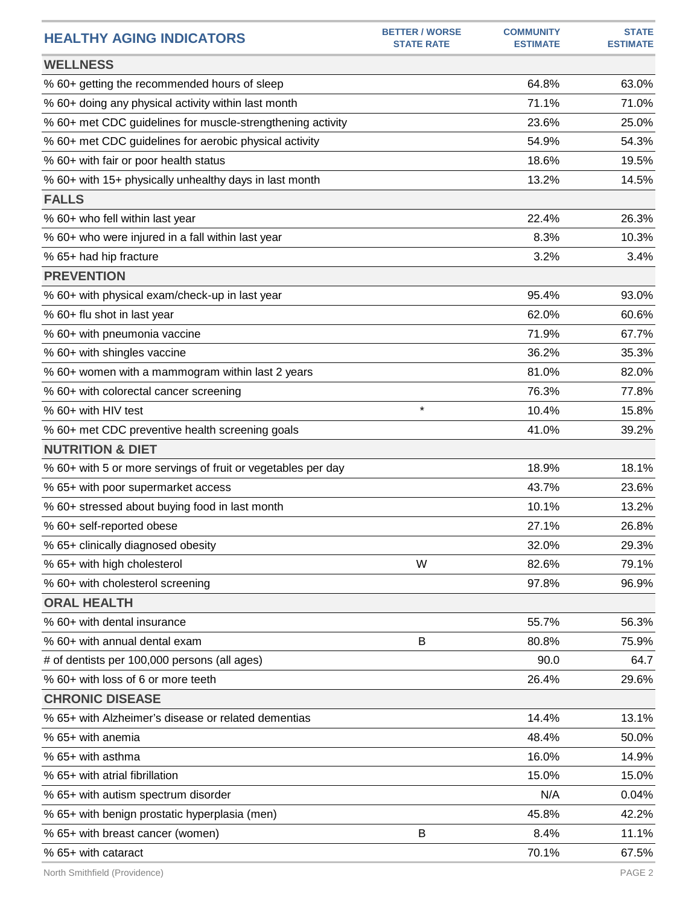| HEALTHY AGING INDICATORS | BETTER / WORSE STATE RATE | COMMUNITY ESTIMATE | STATE ESTIMATE |
|---|---|---|---|
| **WELLNESS** | | | |
| % 60+ getting the recommended hours of sleep | | 64.8% | 63.0% |
| % 60+ doing any physical activity within last month | | 71.1% | 71.0% |
| % 60+ met CDC guidelines for muscle-strengthening activity | | 23.6% | 25.0% |
| % 60+ met CDC guidelines for aerobic physical activity | | 54.9% | 54.3% |
| % 60+ with fair or poor health status | | 18.6% | 19.5% |
| % 60+ with 15+ physically unhealthy days in last month | | 13.2% | 14.5% |
| **FALLS** | | | |
| % 60+ who fell within last year | | 22.4% | 26.3% |
| % 60+ who were injured in a fall within last year | | 8.3% | 10.3% |
| % 65+ had hip fracture | | 3.2% | 3.4% |
| **PREVENTION** | | | |
| % 60+ with physical exam/check-up in last year | | 95.4% | 93.0% |
| % 60+ flu shot in last year | | 62.0% | 60.6% |
| % 60+ with pneumonia vaccine | | 71.9% | 67.7% |
| % 60+ with shingles vaccine | | 36.2% | 35.3% |
| % 60+ women with a mammogram within last 2 years | | 81.0% | 82.0% |
| % 60+ with colorectal cancer screening | | 76.3% | 77.8% |
| % 60+ with HIV test | * | 10.4% | 15.8% |
| % 60+ met CDC preventive health screening goals | | 41.0% | 39.2% |
| **NUTRITION & DIET** | | | |
| % 60+ with 5 or more servings of fruit or vegetables per day | | 18.9% | 18.1% |
| % 65+ with poor supermarket access | | 43.7% | 23.6% |
| % 60+ stressed about buying food in last month | | 10.1% | 13.2% |
| % 60+ self-reported obese | | 27.1% | 26.8% |
| % 65+ clinically diagnosed obesity | | 32.0% | 29.3% |
| % 65+ with high cholesterol | W | 82.6% | 79.1% |
| % 60+ with cholesterol screening | | 97.8% | 96.9% |
| **ORAL HEALTH** | | | |
| % 60+ with dental insurance | | 55.7% | 56.3% |
| % 60+ with annual dental exam | B | 80.8% | 75.9% |
| # of dentists per 100,000 persons (all ages) | | 90.0 | 64.7 |
| % 60+ with loss of 6 or more teeth | | 26.4% | 29.6% |
| **CHRONIC DISEASE** | | | |
| % 65+ with Alzheimer's disease or related dementias | | 14.4% | 13.1% |
| % 65+ with anemia | | 48.4% | 50.0% |
| % 65+ with asthma | | 16.0% | 14.9% |
| % 65+ with atrial fibrillation | | 15.0% | 15.0% |
| % 65+ with autism spectrum disorder | | N/A | 0.04% |
| % 65+ with benign prostatic hyperplasia (men) | | 45.8% | 42.2% |
| % 65+ with breast cancer (women) | B | 8.4% | 11.1% |
| % 65+ with cataract | | 70.1% | 67.5% |

North Smithfield (Providence)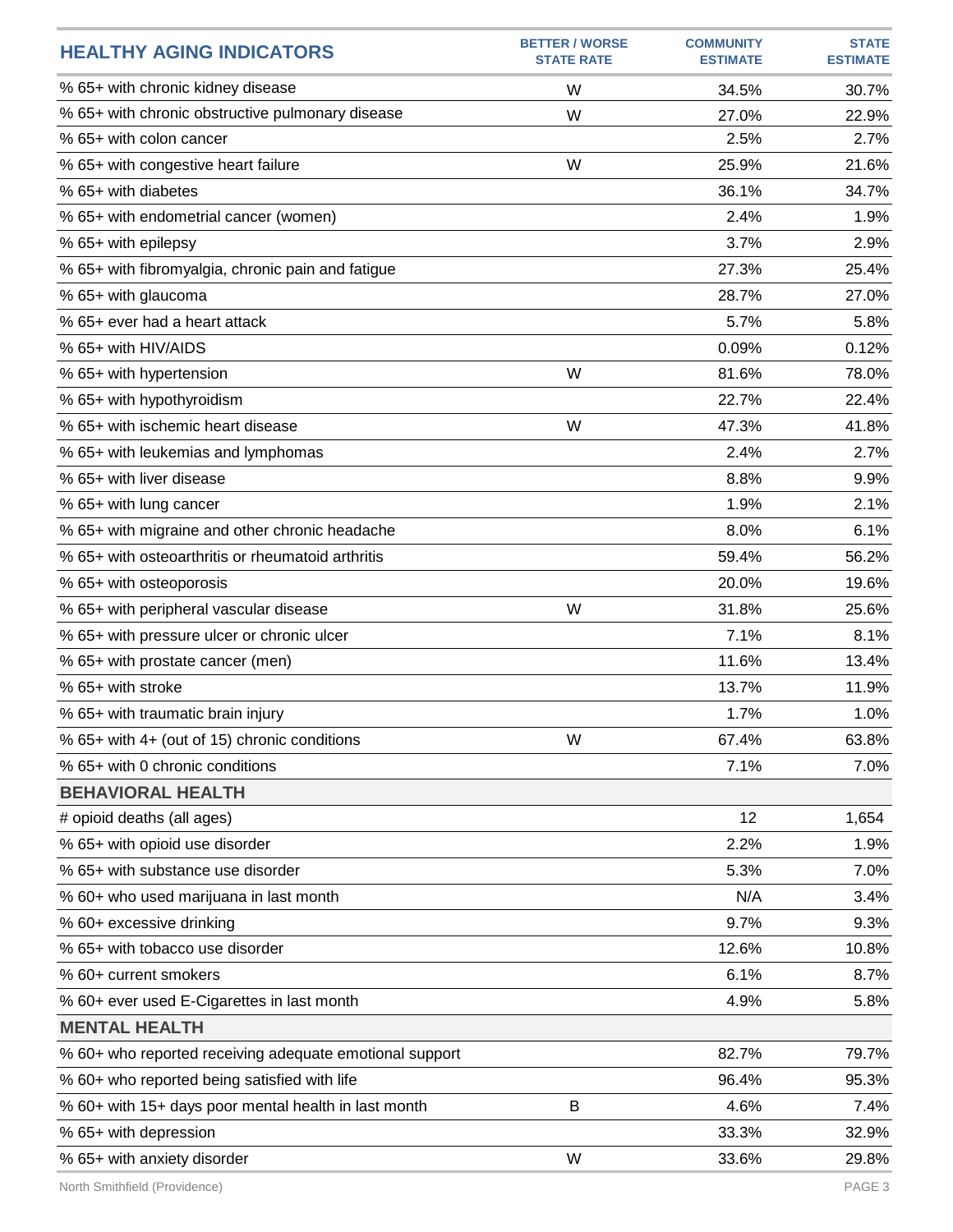| HEALTHY AGING INDICATORS | BETTER / WORSE STATE RATE | COMMUNITY ESTIMATE | STATE ESTIMATE |
|---|---|---|---|
| % 65+ with chronic kidney disease | W | 34.5% | 30.7% |
| % 65+ with chronic obstructive pulmonary disease | W | 27.0% | 22.9% |
| % 65+ with colon cancer | | 2.5% | 2.7% |
| % 65+ with congestive heart failure | W | 25.9% | 21.6% |
| % 65+ with diabetes | | 36.1% | 34.7% |
| % 65+ with endometrial cancer (women) | | 2.4% | 1.9% |
| % 65+ with epilepsy | | 3.7% | 2.9% |
| % 65+ with fibromyalgia, chronic pain and fatigue | | 27.3% | 25.4% |
| % 65+ with glaucoma | | 28.7% | 27.0% |
| % 65+ ever had a heart attack | | 5.7% | 5.8% |
| % 65+ with HIV/AIDS | | 0.09% | 0.12% |
| % 65+ with hypertension | W | 81.6% | 78.0% |
| % 65+ with hypothyroidism | | 22.7% | 22.4% |
| % 65+ with ischemic heart disease | W | 47.3% | 41.8% |
| % 65+ with leukemias and lymphomas | | 2.4% | 2.7% |
| % 65+ with liver disease | | 8.8% | 9.9% |
| % 65+ with lung cancer | | 1.9% | 2.1% |
| % 65+ with migraine and other chronic headache | | 8.0% | 6.1% |
| % 65+ with osteoarthritis or rheumatoid arthritis | | 59.4% | 56.2% |
| % 65+ with osteoporosis | | 20.0% | 19.6% |
| % 65+ with peripheral vascular disease | W | 31.8% | 25.6% |
| % 65+ with pressure ulcer or chronic ulcer | | 7.1% | 8.1% |
| % 65+ with prostate cancer (men) | | 11.6% | 13.4% |
| % 65+ with stroke | | 13.7% | 11.9% |
| % 65+ with traumatic brain injury | | 1.7% | 1.0% |
| % 65+ with 4+ (out of 15) chronic conditions | W | 67.4% | 63.8% |
| % 65+ with 0 chronic conditions | | 7.1% | 7.0% |
| **BEHAVIORAL HEALTH** | | | |
| # opioid deaths (all ages) | | 12 | 1,654 |
| % 65+ with opioid use disorder | | 2.2% | 1.9% |
| % 65+ with substance use disorder | | 5.3% | 7.0% |
| % 60+ who used marijuana in last month | | N/A | 3.4% |
| % 60+ excessive drinking | | 9.7% | 9.3% |
| % 65+ with tobacco use disorder | | 12.6% | 10.8% |
| % 60+ current smokers | | 6.1% | 8.7% |
| % 60+ ever used E-Cigarettes in last month | | 4.9% | 5.8% |
| **MENTAL HEALTH** | | | |
| % 60+ who reported receiving adequate emotional support | | 82.7% | 79.7% |
| % 60+ who reported being satisfied with life | | 96.4% | 95.3% |
| % 60+ with 15+ days poor mental health in last month | B | 4.6% | 7.4% |
| % 65+ with depression | | 33.3% | 32.9% |
| % 65+ with anxiety disorder | W | 33.6% | 29.8% |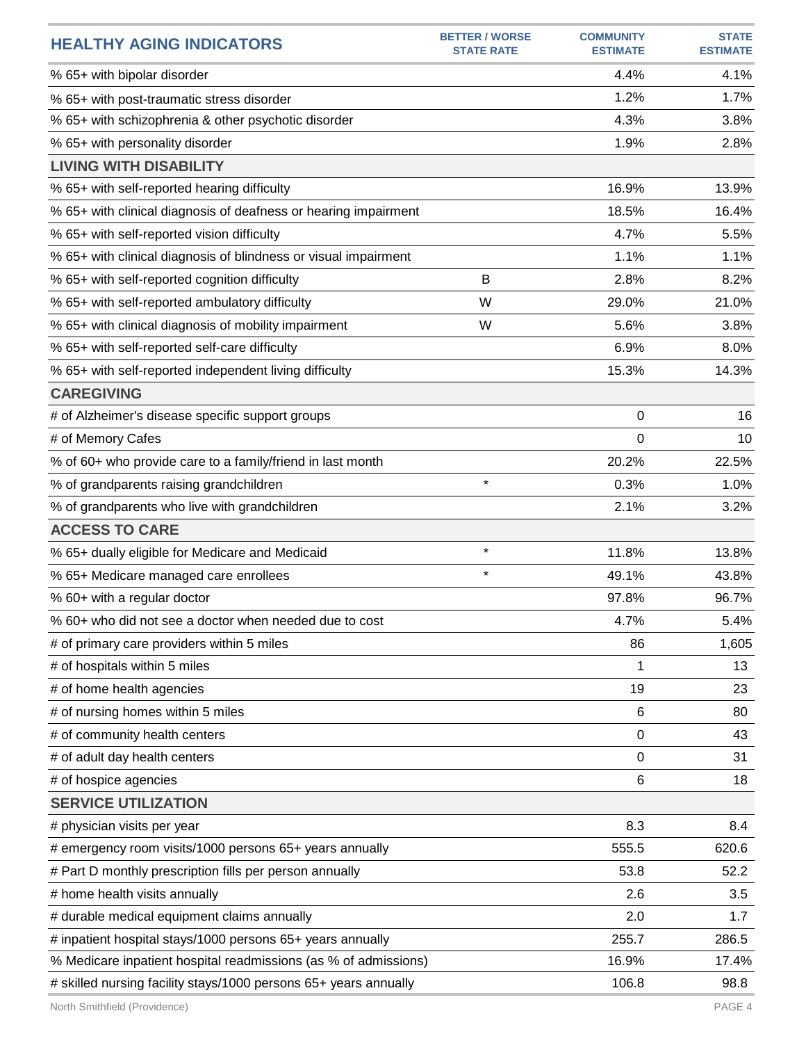| HEALTHY AGING INDICATORS | BETTER / WORSE STATE RATE | COMMUNITY ESTIMATE | STATE ESTIMATE |
|---|---|---|---|
| % 65+ with bipolar disorder | | 4.4% | 4.1% |
| % 65+ with post-traumatic stress disorder | | 1.2% | 1.7% |
| % 65+ with schizophrenia & other psychotic disorder | | 4.3% | 3.8% |
| % 65+ with personality disorder | | 1.9% | 2.8% |
| **LIVING WITH DISABILITY** | | | |
| % 65+ with self-reported hearing difficulty | | 16.9% | 13.9% |
| % 65+ with clinical diagnosis of deafness or hearing impairment | | 18.5% | 16.4% |
| % 65+ with self-reported vision difficulty | | 4.7% | 5.5% |
| % 65+ with clinical diagnosis of blindness or visual impairment | | 1.1% | 1.1% |
| % 65+ with self-reported cognition difficulty | B | 2.8% | 8.2% |
| % 65+ with self-reported ambulatory difficulty | W | 29.0% | 21.0% |
| % 65+ with clinical diagnosis of mobility impairment | W | 5.6% | 3.8% |
| % 65+ with self-reported self-care difficulty | | 6.9% | 8.0% |
| % 65+ with self-reported independent living difficulty | | 15.3% | 14.3% |
| **CAREGIVING** | | | |
| # of Alzheimer's disease specific support groups | | 0 | 16 |
| # of Memory Cafes | | 0 | 10 |
| % of 60+ who provide care to a family/friend in last month | | 20.2% | 22.5% |
| % of grandparents raising grandchildren | * | 0.3% | 1.0% |
| % of grandparents who live with grandchildren | | 2.1% | 3.2% |
| **ACCESS TO CARE** | | | |
| % 65+ dually eligible for Medicare and Medicaid | * | 11.8% | 13.8% |
| % 65+ Medicare managed care enrollees | * | 49.1% | 43.8% |
| % 60+ with a regular doctor | | 97.8% | 96.7% |
| % 60+ who did not see a doctor when needed due to cost | | 4.7% | 5.4% |
| # of primary care providers within 5 miles | | 86 | 1,605 |
| # of hospitals within 5 miles | | 1 | 13 |
| # of home health agencies | | 19 | 23 |
| # of nursing homes within 5 miles | | 6 | 80 |
| # of community health centers | | 0 | 43 |
| # of adult day health centers | | 0 | 31 |
| # of hospice agencies | | 6 | 18 |
| **SERVICE UTILIZATION** | | | |
| # physician visits per year | | 8.3 | 8.4 |
| # emergency room visits/1000 persons 65+ years annually | | 555.5 | 620.6 |
| # Part D monthly prescription fills per person annually | | 53.8 | 52.2 |
| # home health visits annually | | 2.6 | 3.5 |
| # durable medical equipment claims annually | | 2.0 | 1.7 |
| # inpatient hospital stays/1000 persons 65+ years annually | | 255.7 | 286.5 |
| % Medicare inpatient hospital readmissions (as % of admissions) | | 16.9% | 17.4% |
| # skilled nursing facility stays/1000 persons 65+ years annually | | 106.8 | 98.8 |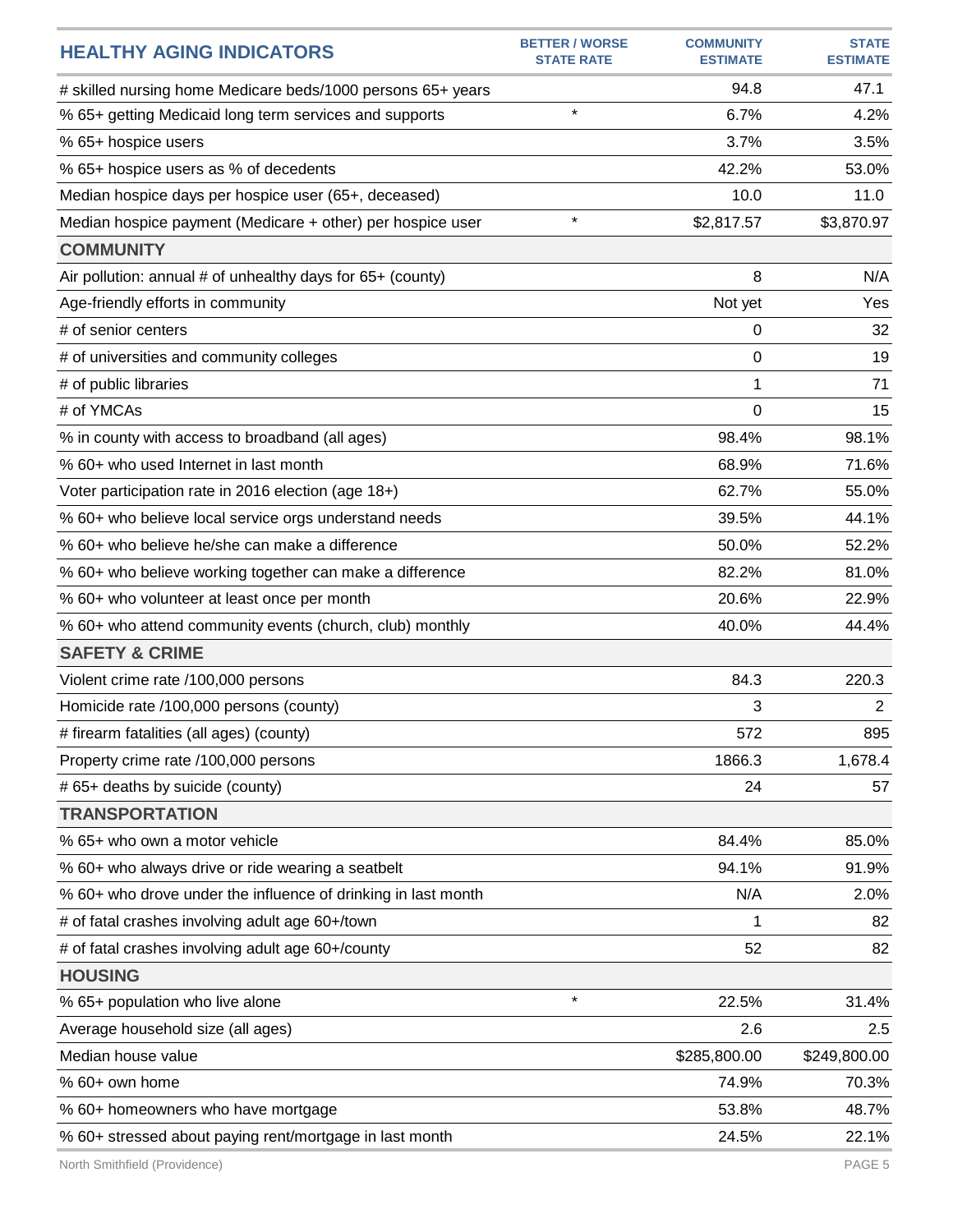| HEALTHY AGING INDICATORS | BETTER / WORSE STATE RATE | COMMUNITY ESTIMATE | STATE ESTIMATE |
|---|---|---|---|
| # skilled nursing home Medicare beds/1000 persons 65+ years | | 94.8 | 47.1 |
| % 65+ getting Medicaid long term services and supports | * | 6.7% | 4.2% |
| % 65+ hospice users | | 3.7% | 3.5% |
| % 65+ hospice users as % of decedents | | 42.2% | 53.0% |
| Median hospice days per hospice user (65+, deceased) | | 10.0 | 11.0 |
| Median hospice payment (Medicare + other) per hospice user | * | $2,817.57 | $3,870.97 |
| **COMMUNITY** | | | |
| Air pollution: annual # of unhealthy days for 65+ (county) | | 8 | N/A |
| Age-friendly efforts in community | | Not yet | Yes |
| # of senior centers | | 0 | 32 |
| # of universities and community colleges | | 0 | 19 |
| # of public libraries | | 1 | 71 |
| # of YMCAs | | 0 | 15 |
| % in county with access to broadband (all ages) | | 98.4% | 98.1% |
| % 60+ who used Internet in last month | | 68.9% | 71.6% |
| Voter participation rate in 2016 election (age 18+) | | 62.7% | 55.0% |
| % 60+ who believe local service orgs understand needs | | 39.5% | 44.1% |
| % 60+ who believe he/she can make a difference | | 50.0% | 52.2% |
| % 60+ who believe working together can make a difference | | 82.2% | 81.0% |
| % 60+ who volunteer at least once per month | | 20.6% | 22.9% |
| % 60+ who attend community events (church, club) monthly | | 40.0% | 44.4% |
| **SAFETY & CRIME** | | | |
| Violent crime rate /100,000 persons | | 84.3 | 220.3 |
| Homicide rate /100,000 persons (county) | | 3 | 2 |
| # firearm fatalities (all ages) (county) | | 572 | 895 |
| Property crime rate /100,000 persons | | 1866.3 | 1,678.4 |
| # 65+ deaths by suicide (county) | | 24 | 57 |
| **TRANSPORTATION** | | | |
| % 65+ who own a motor vehicle | | 84.4% | 85.0% |
| % 60+ who always drive or ride wearing a seatbelt | | 94.1% | 91.9% |
| % 60+ who drove under the influence of drinking in last month | | N/A | 2.0% |
| # of fatal crashes involving adult age 60+/town | | 1 | 82 |
| # of fatal crashes involving adult age 60+/county | | 52 | 82 |
| **HOUSING** | | | |
| % 65+ population who live alone | * | 22.5% | 31.4% |
| Average household size (all ages) | | 2.6 | 2.5 |
| Median house value | | $285,800.00 | $249,800.00 |
| % 60+ own home | | 74.9% | 70.3% |
| % 60+ homeowners who have mortgage | | 53.8% | 48.7% |
| % 60+ stressed about paying rent/mortgage in last month | | 24.5% | 22.1% |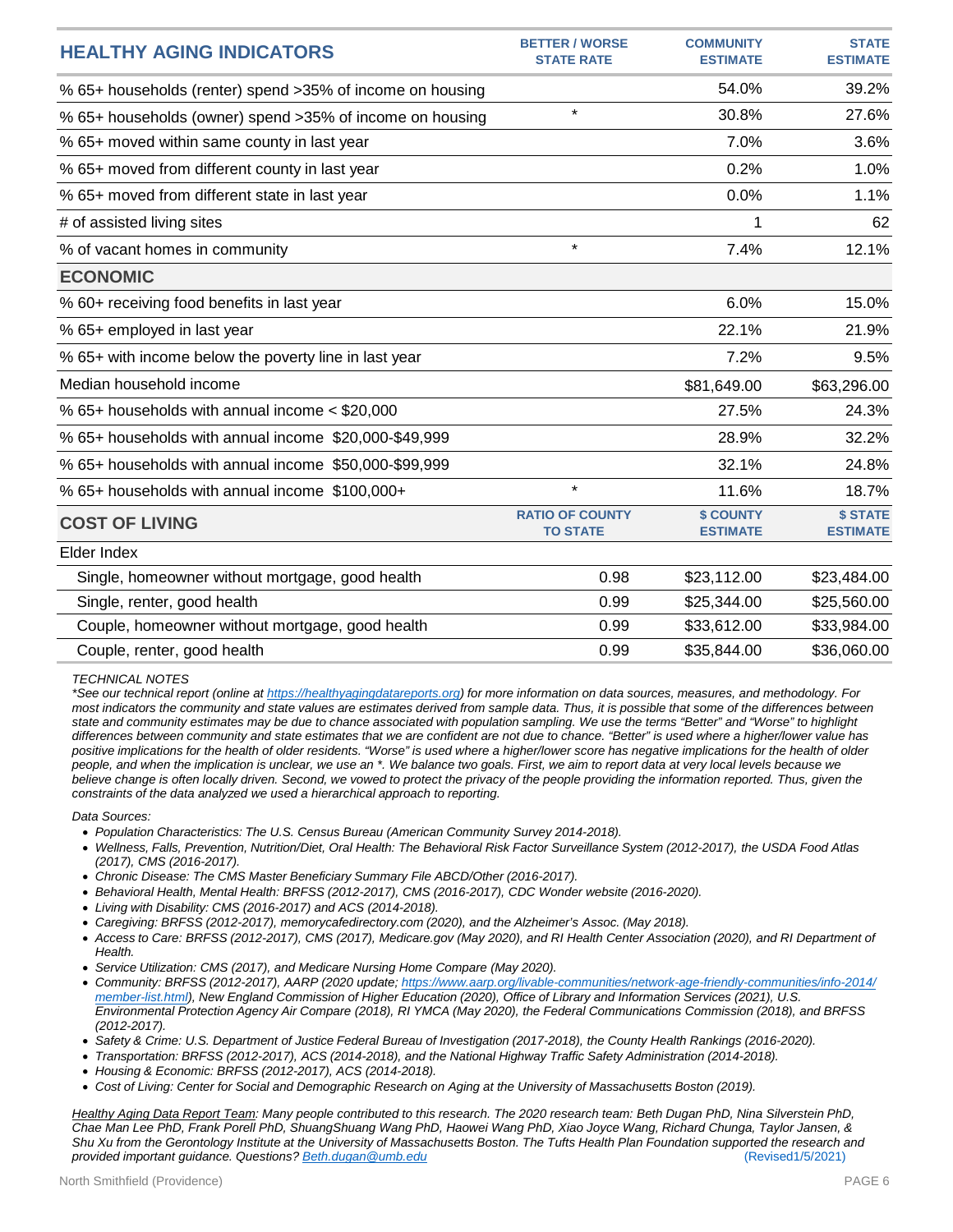| HEALTHY AGING INDICATORS | BETTER / WORSE STATE RATE | COMMUNITY ESTIMATE | STATE ESTIMATE |
|---|---|---|---|
| % 65+ households (renter) spend >35% of income on housing | | 54.0% | 39.2% |
| % 65+ households (owner) spend >35% of income on housing | * | 30.8% | 27.6% |
| % 65+ moved within same county in last year | | 7.0% | 3.6% |
| % 65+ moved from different county in last year | | 0.2% | 1.0% |
| % 65+ moved from different state in last year | | 0.0% | 1.1% |
| # of assisted living sites | | 1 | 62 |
| % of vacant homes in community | * | 7.4% | 12.1% |
| **ECONOMIC** | | | |
| % 60+ receiving food benefits in last year | | 6.0% | 15.0% |
| % 65+ employed in last year | | 22.1% | 21.9% |
| % 65+ with income below the poverty line in last year | | 7.2% | 9.5% |
| Median household income | | $81,649.00 | $63,296.00 |
| % 65+ households with annual income < $20,000 | | 27.5% | 24.3% |
| % 65+ households with annual income $20,000-$49,999 | | 28.9% | 32.2% |
| % 65+ households with annual income $50,000-$99,999 | | 32.1% | 24.8% |
| % 65+ households with annual income $100,000+ | * | 11.6% | 18.7% |
| **COST OF LIVING** | **RATIO OF COUNTY TO STATE** | **$ COUNTY ESTIMATE** | **$ STATE ESTIMATE** |
| Elder Index | | | |
| Single, homeowner without mortgage, good health | 0.98 | $23,112.00 | $23,484.00 |
| Single, renter, good health | 0.99 | $25,344.00 | $25,560.00 |
| Couple, homeowner without mortgage, good health | 0.99 | $33,612.00 | $33,984.00 |
| Couple, renter, good health | 0.99 | $35,844.00 | $36,060.00 |

*TECHNICAL NOTES*

*\*See our technical report (online at https://healthyagingdatareports.org) for more information on data sources, measures, and methodology. For most indicators the community and state values are estimates derived from sample data. Thus, it is possible that some of the differences between state and community estimates may be due to chance associated with population sampling. We use the terms "Better" and "Worse" to highlight differences between community and state estimates that we are confident are not due to chance. "Better" is used where a higher/lower value has positive implications for the health of older residents. "Worse" is used where a higher/lower score has negative implications for the health of older people, and when the implication is unclear, we use an \*. We balance two goals. First, we aim to report data at very local levels because we believe change is often locally driven. Second, we vowed to protect the privacy of the people providing the information reported. Thus, given the constraints of the data analyzed we used a hierarchical approach to reporting.*

*Data Sources:*

- *Population Characteristics: The U.S. Census Bureau (American Community Survey 2014-2018).*
- *Wellness, Falls, Prevention, Nutrition/Diet, Oral Health: The Behavioral Risk Factor Surveillance System (2012-2017), the USDA Food Atlas (2017), CMS (2016-2017).*
- *Chronic Disease: The CMS Master Beneficiary Summary File ABCD/Other (2016-2017).*
- *Behavioral Health, Mental Health: BRFSS (2012-2017), CMS (2016-2017), CDC Wonder website (2016-2020).*
- *Living with Disability: CMS (2016-2017) and ACS (2014-2018).*
- *Caregiving: BRFSS (2012-2017), memorycafedirectory.com (2020), and the Alzheimer's Assoc. (May 2018).*
- *Access to Care: BRFSS (2012-2017), CMS (2017), Medicare.gov (May 2020), and RI Health Center Association (2020), and RI Department of Health.*
- *Service Utilization: CMS (2017), and Medicare Nursing Home Compare (May 2020).*
- *Community: BRFSS (2012-2017), AARP (2020 update; https://www.aarp.org/livable-communities/network-age-friendly-communities/info-2014/member-list.html), New England Commission of Higher Education (2020), Office of Library and Information Services (2021), U.S. Environmental Protection Agency Air Compare (2018), RI YMCA (May 2020), the Federal Communications Commission (2018), and BRFSS (2012-2017).*
- *Safety & Crime: U.S. Department of Justice Federal Bureau of Investigation (2017-2018), the County Health Rankings (2016-2020).*
- *Transportation: BRFSS (2012-2017), ACS (2014-2018), and the National Highway Traffic Safety Administration (2014-2018).*
- *Housing & Economic: BRFSS (2012-2017), ACS (2014-2018).*
- *Cost of Living: Center for Social and Demographic Research on Aging at the University of Massachusetts Boston (2019).*

*Healthy Aging Data Report Team: Many people contributed to this research. The 2020 research team: Beth Dugan PhD, Nina Silverstein PhD, Chae Man Lee PhD, Frank Porell PhD, ShuangShuang Wang PhD, Haowei Wang PhD, Xiao Joyce Wang, Richard Chunga, Taylor Jansen, & Shu Xu from the Gerontology Institute at the University of Massachusetts Boston. The Tufts Health Plan Foundation supported the research and provided important guidance. Questions? Beth.dugan@umb.edu* (Revised1/5/2021)

North Smithfield (Providence)